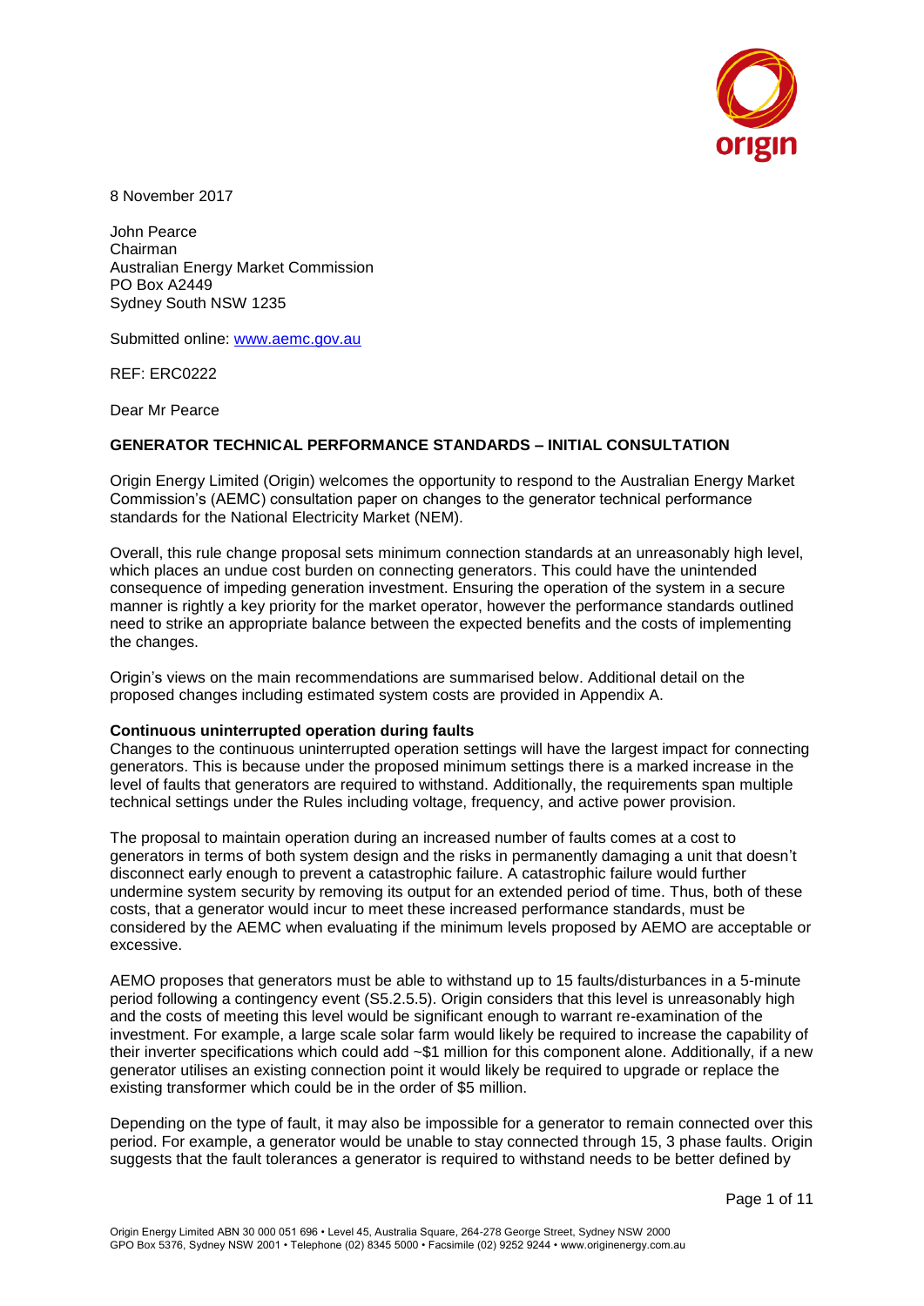8 November 2017

John Pearce
Chairman
Australian Energy Market Commission
PO Box A2449
Sydney South NSW 1235

Submitted online: www.aemc.gov.au

REF: ERC0222

Dear Mr Pearce

**GENERATOR TECHNICAL PERFORMANCE STANDARDS – INITIAL CONSULTATION**

Origin Energy Limited (Origin) welcomes the opportunity to respond to the Australian Energy Market Commission's (AEMC) consultation paper on changes to the generator technical performance standards for the National Electricity Market (NEM).

Overall, this rule change proposal sets minimum connection standards at an unreasonably high level, which places an undue cost burden on connecting generators. This could have the unintended consequence of impeding generation investment. Ensuring the operation of the system in a secure manner is rightly a key priority for the market operator, however the performance standards outlined need to strike an appropriate balance between the expected benefits and the costs of implementing the changes.

Origin's views on the main recommendations are summarised below. Additional detail on the proposed changes including estimated system costs are provided in Appendix A.

**Continuous uninterrupted operation during faults**

Changes to the continuous uninterrupted operation settings will have the largest impact for connecting generators. This is because under the proposed minimum settings there is a marked increase in the level of faults that generators are required to withstand. Additionally, the requirements span multiple technical settings under the Rules including voltage, frequency, and active power provision.

The proposal to maintain operation during an increased number of faults comes at a cost to generators in terms of both system design and the risks in permanently damaging a unit that doesn't disconnect early enough to prevent a catastrophic failure. A catastrophic failure would further undermine system security by removing its output for an extended period of time. Thus, both of these costs, that a generator would incur to meet these increased performance standards, must be considered by the AEMC when evaluating if the minimum levels proposed by AEMO are acceptable or excessive.

AEMO proposes that generators must be able to withstand up to 15 faults/disturbances in a 5-minute period following a contingency event (S5.2.5.5). Origin considers that this level is unreasonably high and the costs of meeting this level would be significant enough to warrant re-examination of the investment. For example, a large scale solar farm would likely be required to increase the capability of their inverter specifications which could add ~$1 million for this component alone. Additionally, if a new generator utilises an existing connection point it would likely be required to upgrade or replace the existing transformer which could be in the order of $5 million.

Depending on the type of fault, it may also be impossible for a generator to remain connected over this period. For example, a generator would be unable to stay connected through 15, 3 phase faults. Origin suggests that the fault tolerances a generator is required to withstand needs to be better defined by

Origin Energy Limited ABN 30 000 051 696 • Level 45, Australia Square, 264-278 George Street, Sydney NSW 2000
GPO Box 5376, Sydney NSW 2001 • Telephone (02) 8345 5000 • Facsimile (02) 9252 9244 • www.originenergy.com.au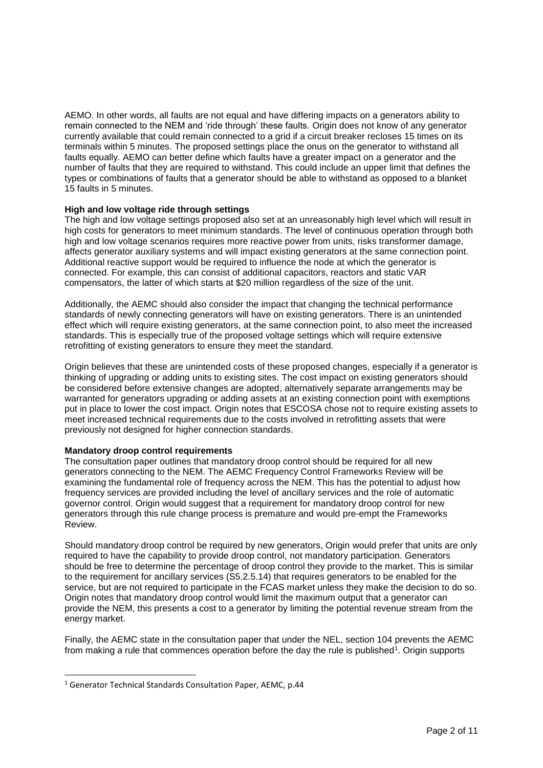AEMO. In other words, all faults are not equal and have differing impacts on a generators ability to remain connected to the NEM and 'ride through' these faults. Origin does not know of any generator currently available that could remain connected to a grid if a circuit breaker recloses 15 times on its terminals within 5 minutes. The proposed settings place the onus on the generator to withstand all faults equally. AEMO can better define which faults have a greater impact on a generator and the number of faults that they are required to withstand. This could include an upper limit that defines the types or combinations of faults that a generator should be able to withstand as opposed to a blanket 15 faults in 5 minutes.

**High and low voltage ride through settings**

The high and low voltage settings proposed also set at an unreasonably high level which will result in high costs for generators to meet minimum standards. The level of continuous operation through both high and low voltage scenarios requires more reactive power from units, risks transformer damage, affects generator auxiliary systems and will impact existing generators at the same connection point. Additional reactive support would be required to influence the node at which the generator is connected. For example, this can consist of additional capacitors, reactors and static VAR compensators, the latter of which starts at $20 million regardless of the size of the unit.

Additionally, the AEMC should also consider the impact that changing the technical performance standards of newly connecting generators will have on existing generators. There is an unintended effect which will require existing generators, at the same connection point, to also meet the increased standards. This is especially true of the proposed voltage settings which will require extensive retrofitting of existing generators to ensure they meet the standard.

Origin believes that these are unintended costs of these proposed changes, especially if a generator is thinking of upgrading or adding units to existing sites. The cost impact on existing generators should be considered before extensive changes are adopted, alternatively separate arrangements may be warranted for generators upgrading or adding assets at an existing connection point with exemptions put in place to lower the cost impact. Origin notes that ESCOSA chose not to require existing assets to meet increased technical requirements due to the costs involved in retrofitting assets that were previously not designed for higher connection standards.

**Mandatory droop control requirements**

The consultation paper outlines that mandatory droop control should be required for all new generators connecting to the NEM. The AEMC Frequency Control Frameworks Review will be examining the fundamental role of frequency across the NEM. This has the potential to adjust how frequency services are provided including the level of ancillary services and the role of automatic governor control. Origin would suggest that a requirement for mandatory droop control for new generators through this rule change process is premature and would pre-empt the Frameworks Review.

Should mandatory droop control be required by new generators, Origin would prefer that units are only required to have the capability to provide droop control, not mandatory participation. Generators should be free to determine the percentage of droop control they provide to the market. This is similar to the requirement for ancillary services (S5.2.5.14) that requires generators to be enabled for the service, but are not required to participate in the FCAS market unless they make the decision to do so. Origin notes that mandatory droop control would limit the maximum output that a generator can provide the NEM, this presents a cost to a generator by limiting the potential revenue stream from the energy market.

Finally, the AEMC state in the consultation paper that under the NEL, section 104 prevents the AEMC from making a rule that commences operation before the day the rule is published[1]. Origin supports

[1] Generator Technical Standards Consultation Paper, AEMC, p.44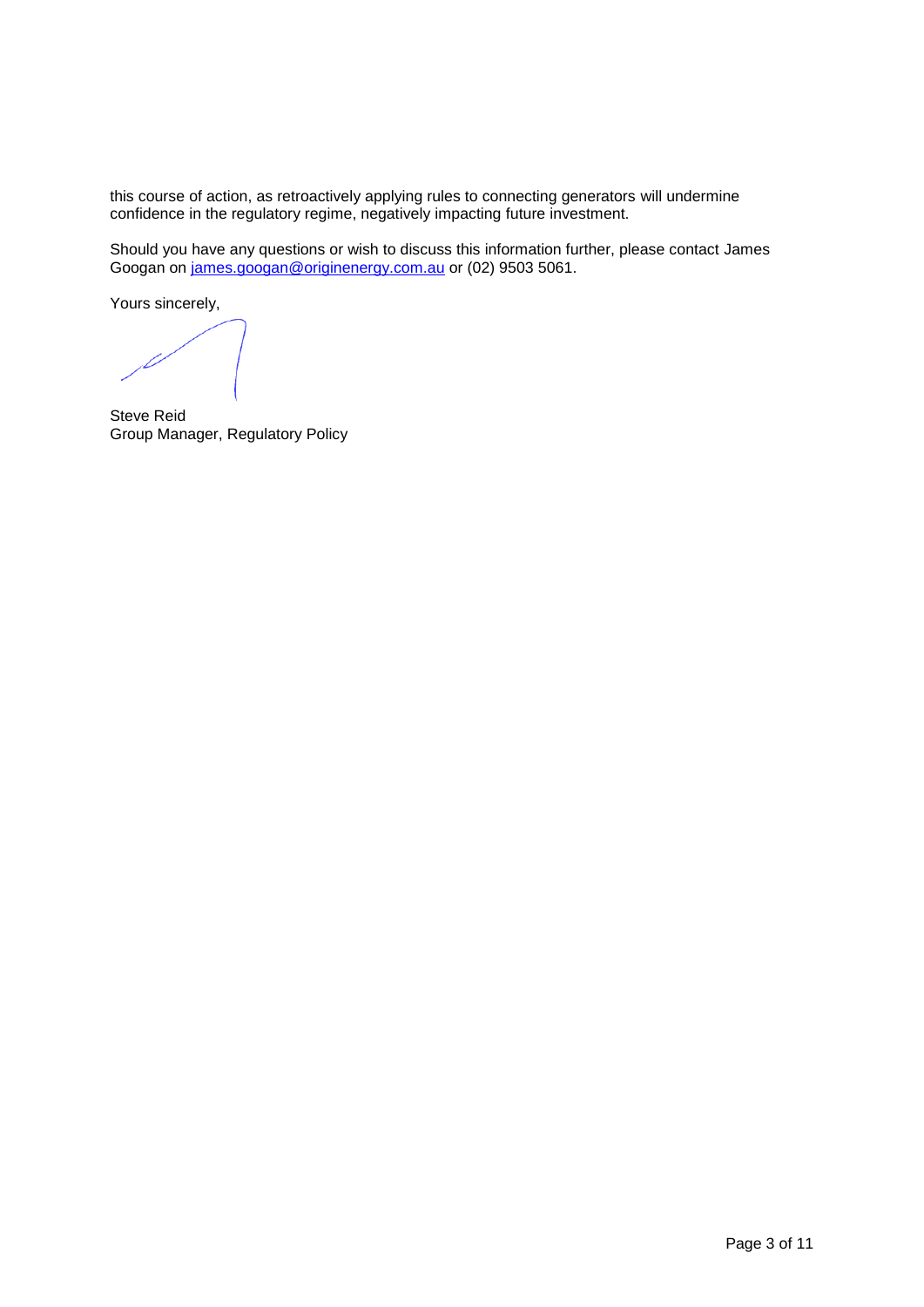this course of action, as retroactively applying rules to connecting generators will undermine confidence in the regulatory regime, negatively impacting future investment.

Should you have any questions or wish to discuss this information further, please contact James Googan on james.googan@originenergy.com.au or (02) 9503 5061.

Yours sincerely,

Steve Reid
Group Manager, Regulatory Policy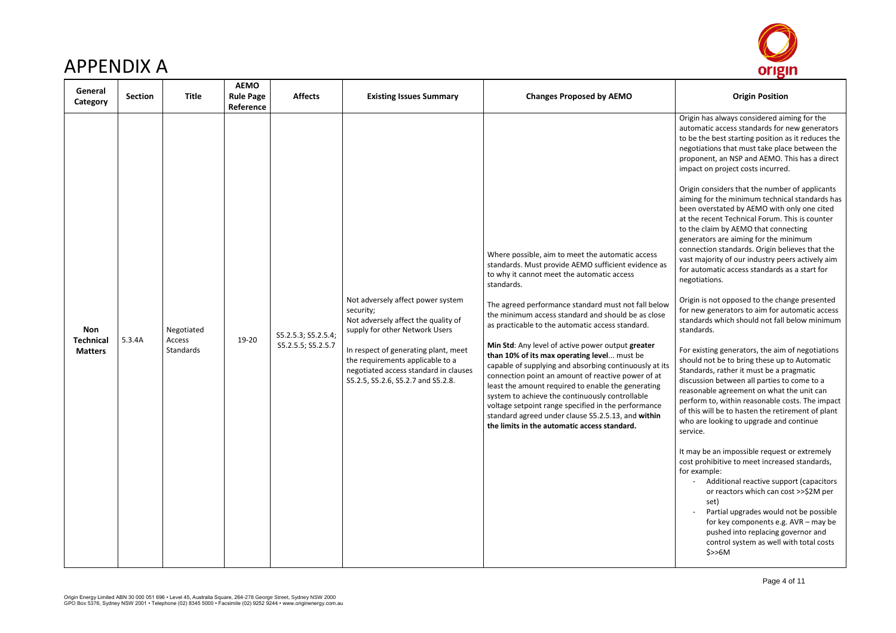# APPENDIX A

| General Category | Section | Title | AEMO Rule Page Reference | Affects | Existing Issues Summary | Changes Proposed by AEMO | Origin Position |
|---|---|---|---|---|---|---|---|
| **Non Technical Matters** | 5.3.4A | Negotiated Access Standards | 19-20 | S5.2.5.3; S5.2.5.4; S5.2.5.5; S5.2.5.7 | Not adversely affect power system security;<br>Not adversely affect the quality of supply for other Network Users<br><br>In respect of generating plant, meet the requirements applicable to a negotiated access standard in clauses S5.2.5, S5.2.6, S5.2.7 and S5.2.8. | Where possible, aim to meet the automatic access standards. Must provide AEMO sufficient evidence as to why it cannot meet the automatic access standards.<br><br>The agreed performance standard must not fall below the minimum access standard and should be as close as practicable to the automatic access standard.<br><br>**Min Std**: Any level of active power output **greater than 10% of its max operating level**... must be capable of supplying and absorbing continuously at its connection point an amount of reactive power of at least the amount required to enable the generating system to achieve the continuously controllable voltage setpoint range specified in the performance standard agreed under clause S5.2.5.13, and **within the limits in the automatic access standard.** | Origin has always considered aiming for the automatic access standards for new generators to be the best starting position as it reduces the negotiations that must take place between the proponent, an NSP and AEMO. This has a direct impact on project costs incurred.<br><br>Origin considers that the number of applicants aiming for the minimum technical standards has been overstated by AEMO with only one cited at the recent Technical Forum. This is counter to the claim by AEMO that connecting generators are aiming for the minimum connection standards. Origin believes that the vast majority of our industry peers actively aim for automatic access standards as a start for negotiations.<br><br>Origin is not opposed to the change presented for new generators to aim for automatic access standards which should not fall below minimum standards.<br><br>For existing generators, the aim of negotiations should not be to bring these up to Automatic Standards, rather it must be a pragmatic discussion between all parties to come to a reasonable agreement on what the unit can perform to, within reasonable costs. The impact of this will be to hasten the retirement of plant who are looking to upgrade and continue service.<br><br>It may be an impossible request or extremely cost prohibitive to meet increased standards, for example:<br>- Additional reactive support (capacitors or reactors which can cost >>$2M per set)<br>- Partial upgrades would not be possible for key components e.g. AVR – may be pushed into replacing governor and control system as well with total costs $>>6M |

Origin Energy Limited ABN 30 000 051 696 • Level 45, Australia Square, 264-278 George Street, Sydney NSW 2000
GPO Box 5376, Sydney NSW 2001 • Telephone (02) 8345 5000 • Facsimile (02) 9252 9244 • www.originenergy.com.au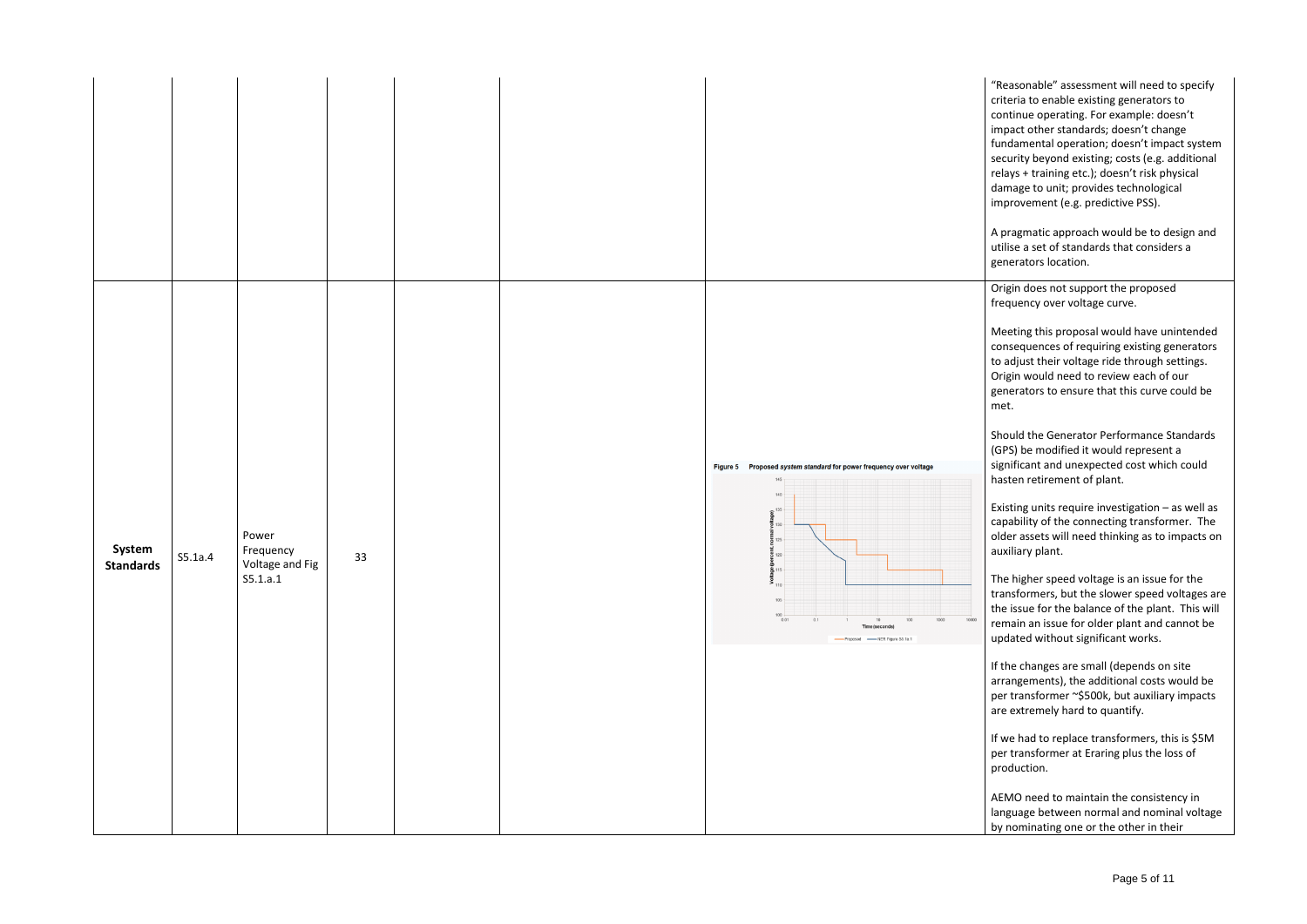| | | | | | | | |
|---|---|---|---|---|---|---|---|
| | | | | | | | "Reasonable" assessment will need to specify criteria to enable existing generators to continue operating. For example: doesn't impact other standards; doesn't change fundamental operation; doesn't impact system security beyond existing; costs (e.g. additional relays + training etc.); doesn't risk physical damage to unit; provides technological improvement (e.g. predictive PSS).<br><br>A pragmatic approach would be to design and utilise a set of standards that considers a generators location. |
| **System Standards** | S5.1a.4 | Power Frequency Voltage and Fig S5.1.a.1 | 33 | | | Figure 5 Proposed *system standard* for power frequency over voltage | Origin does not support the proposed frequency over voltage curve.<br><br>Meeting this proposal would have unintended consequences of requiring existing generators to adjust their voltage ride through settings. Origin would need to review each of our generators to ensure that this curve could be met.<br><br>Should the Generator Performance Standards (GPS) be modified it would represent a significant and unexpected cost which could hasten retirement of plant.<br><br>Existing units require investigation – as well as capability of the connecting transformer. The older assets will need thinking as to impacts on auxiliary plant.<br><br>The higher speed voltage is an issue for the transformers, but the slower speed voltages are the issue for the balance of the plant. This will remain an issue for older plant and cannot be updated without significant works.<br><br>If the changes are small (depends on site arrangements), the additional costs would be per transformer ~$500k, but auxiliary impacts are extremely hard to quantify.<br><br>If we had to replace transformers, this is $5M per transformer at Eraring plus the loss of production.<br><br>AEMO need to maintain the consistency in language between normal and nominal voltage by nominating one or the other in their |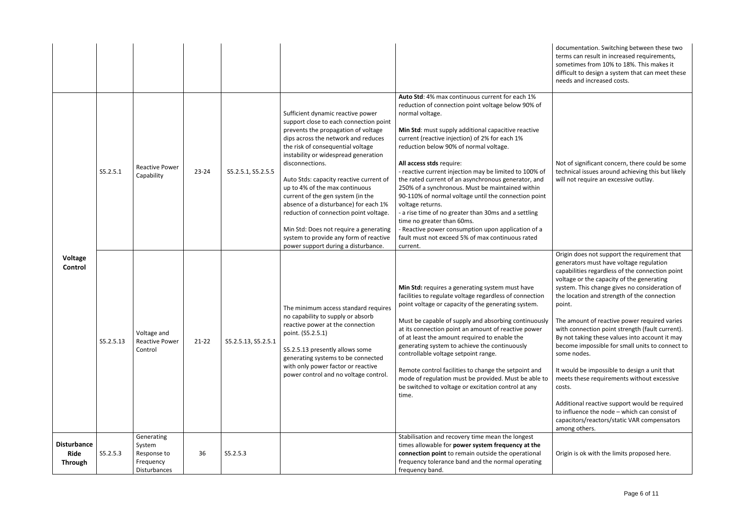| | | | | | | | |
|---|---|---|---|---|---|---|---|
| | | | | | | | documentation. Switching between these two terms can result in increased requirements, sometimes from 10% to 18%. This makes it difficult to design a system that can meet these needs and increased costs. |
| **Voltage Control** | S5.2.5.1 | Reactive Power Capability | 23-24 | S5.2.5.1, S5.2.5.5 | Sufficient dynamic reactive power support close to each connection point prevents the propagation of voltage dips across the network and reduces the risk of consequential voltage instability or widespread generation disconnections.<br><br>Auto Stds: capacity reactive current of up to 4% of the max continuous current of the gen system (in the absence of a disturbance) for each 1% reduction of connection point voltage.<br><br>Min Std: Does not require a generating system to provide any form of reactive power support during a disturbance. | **Auto Std**: 4% max continuous current for each 1% reduction of connection point voltage below 90% of normal voltage.<br><br>**Min Std**: must supply additional capacitive reactive current (reactive injection) of 2% for each 1% reduction below 90% of normal voltage.<br><br>**All access stds** require:<br>- reactive current injection may be limited to 100% of the rated current of an asynchronous generator, and 250% of a synchronous. Must be maintained within 90-110% of normal voltage until the connection point voltage returns.<br>- a rise time of no greater than 30ms and a settling time no greater than 60ms.<br>- Reactive power consumption upon application of a fault must not exceed 5% of max continuous rated current. | Not of significant concern, there could be some technical issues around achieving this but likely will not require an excessive outlay. |
| | S5.2.5.13 | Voltage and Reactive Power Control | 21-22 | S5.2.5.13, S5.2.5.1 | The minimum access standard requires no capability to supply or absorb reactive power at the connection point. (S5.2.5.1)<br><br>S5.2.5.13 presently allows some generating systems to be connected with only power factor or reactive power control and no voltage control. | **Min Std:** requires a generating system must have facilities to regulate voltage regardless of connection point voltage or capacity of the generating system.<br><br>Must be capable of supply and absorbing continuously at its connection point an amount of reactive power of at least the amount required to enable the generating system to achieve the continuously controllable voltage setpoint range.<br><br>Remote control facilities to change the setpoint and mode of regulation must be provided. Must be able to be switched to voltage or excitation control at any time. | Origin does not support the requirement that generators must have voltage regulation capabilities regardless of the connection point voltage or the capacity of the generating system. This change gives no consideration of the location and strength of the connection point.<br><br>The amount of reactive power required varies with connection point strength (fault current). By not taking these values into account it may become impossible for small units to connect to some nodes.<br><br>It would be impossible to design a unit that meets these requirements without excessive costs.<br><br>Additional reactive support would be required to influence the node – which can consist of capacitors/reactors/static VAR compensators among others. |
| **Disturbance Ride Through** | S5.2.5.3 | Generating System Response to Frequency Disturbances | 36 | S5.2.5.3 | | Stabilisation and recovery time mean the longest times allowable for **power system frequency at the connection point** to remain outside the operational frequency tolerance band and the normal operating frequency band. | Origin is ok with the limits proposed here. |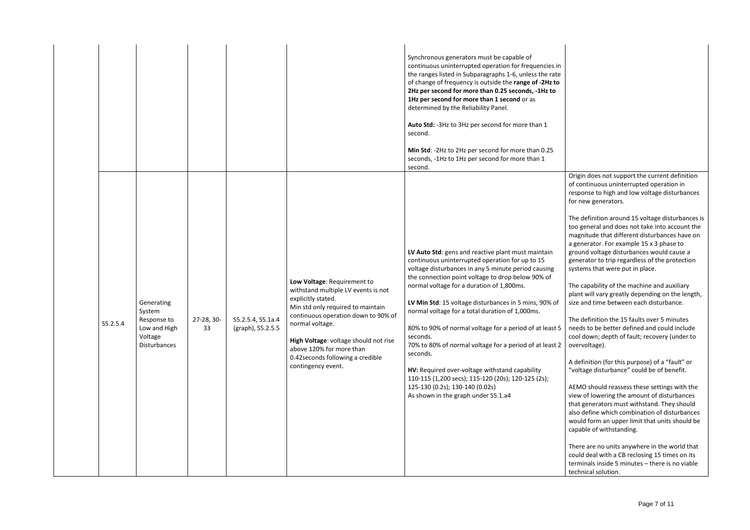| | | | | | | | |
|---|---|---|---|---|---|---|---|
| | | | | | | Synchronous generators must be capable of continuous uninterrupted operation for frequencies in the ranges listed in Subparagraphs 1-6, unless the rate of change of frequency is outside the **range of -2Hz to 2Hz per second for more than 0.25 seconds, -1Hz to 1Hz per second for more than 1 second** or as determined by the Reliability Panel.<br><br>**Auto Std:** -3Hz to 3Hz per second for more than 1 second.<br><br>**Min Std**: -2Hz to 2Hz per second for more than 0.25 seconds, -1Hz to 1Hz per second for more than 1 second. | |
| | S5.2.5.4 | Generating System Response to Low and High Voltage Disturbances | 27-28, 30-33 | S5.2.5.4, S5.1a.4 (graph), S5.2.5.5 | **Low Voltage**: Requirement to withstand multiple LV events is not explicitly stated.<br>Min std only required to maintain continuous operation down to 90% of normal voltage.<br><br>**High Voltage**: voltage should not rise above 120% for more than 0.42seconds following a credible contingency event. | **LV Auto Std**: gens and reactive plant must maintain continuous uninterrupted operation for up to 15 voltage disturbances in any 5 minute period causing the connection point voltage to drop below 90% of normal voltage for a duration of 1,800ms.<br><br>**LV Min Std**: 15 voltage disturbances in 5 mins, 90% of normal voltage for a total duration of 1,000ms.<br><br>80% to 90% of normal voltage for a period of at least 5 seconds.<br>70% to 80% of normal voltage for a period of at least 2 seconds.<br><br>**HV:** Required over-voltage withstand capability 110-115 (1,200 secs); 115-120 (20s); 120-125 (2s); 125-130 (0.2s); 130-140 (0.02s)<br>As shown in the graph under S5.1.a4 | Origin does not support the current definition of continuous uninterrupted operation in response to high and low voltage disturbances for new generators.<br><br>The definition around 15 voltage disturbances is too general and does not take into account the magnitude that different disturbances have on a generator. For example 15 x 3 phase to ground voltage disturbances would cause a generator to trip regardless of the protection systems that were put in place.<br><br>The capability of the machine and auxiliary plant will vary greatly depending on the length, size and time between each disturbance.<br><br>The definition the 15 faults over 5 minutes needs to be better defined and could include cool down; depth of fault; recovery (under to overvoltage).<br><br>A definition (for this purpose) of a "fault" or "voltage disturbance" could be of benefit.<br><br>AEMO should reassess these settings with the view of lowering the amount of disturbances that generators must withstand. They should also define which combination of disturbances would form an upper limit that units should be capable of withstanding.<br><br>There are no units anywhere in the world that could deal with a CB reclosing 15 times on its terminals inside 5 minutes – there is no viable technical solution. |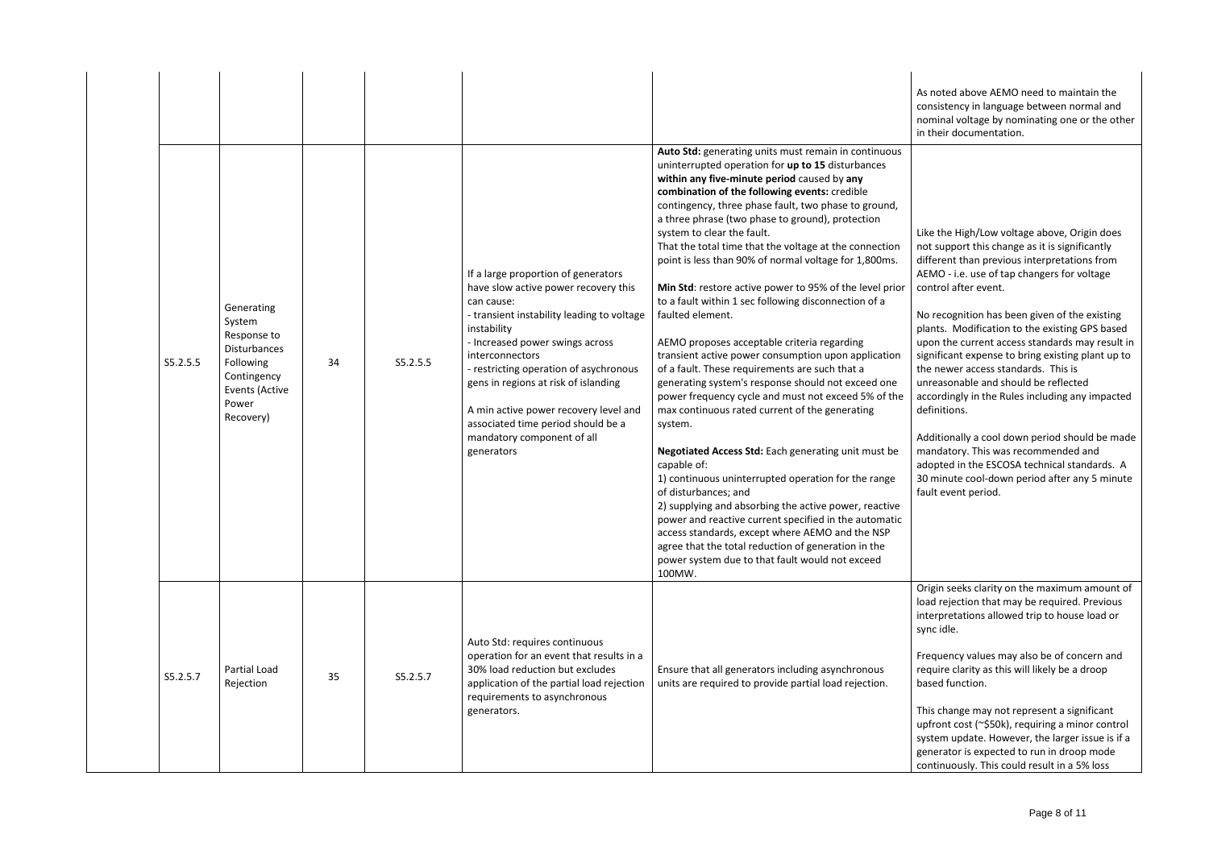| | | | | | | |
|---|---|---|---|---|---|---|
| | | | | | | As noted above AEMO need to maintain the consistency in language between normal and nominal voltage by nominating one or the other in their documentation. |
| S5.2.5.5 | Generating System Response to Disturbances Following Contingency Events (Active Power Recovery) | 34 | S5.2.5.5 | If a large proportion of generators have slow active power recovery this can cause:<br>- transient instability leading to voltage instability<br>- Increased power swings across interconnectors<br>- restricting operation of asychronous gens in regions at risk of islanding<br><br>A min active power recovery level and associated time period should be a mandatory component of all generators | **Auto Std:** generating units must remain in continuous uninterrupted operation for **up to 15** disturbances **within any five-minute period** caused by **any combination of the following events:** credible contingency, three phase fault, two phase to ground, a three phrase (two phase to ground), protection system to clear the fault.<br>That the total time that the voltage at the connection point is less than 90% of normal voltage for 1,800ms.<br><br>**Min Std**: restore active power to 95% of the level prior to a fault within 1 sec following disconnection of a faulted element.<br><br>AEMO proposes acceptable criteria regarding transient active power consumption upon application of a fault. These requirements are such that a generating system's response should not exceed one power frequency cycle and must not exceed 5% of the max continuous rated current of the generating system.<br><br>**Negotiated Access Std:** Each generating unit must be capable of:<br>1) continuous uninterrupted operation for the range of disturbances; and<br>2) supplying and absorbing the active power, reactive power and reactive current specified in the automatic access standards, except where AEMO and the NSP agree that the total reduction of generation in the power system due to that fault would not exceed 100MW. | Like the High/Low voltage above, Origin does not support this change as it is significantly different than previous interpretations from AEMO - i.e. use of tap changers for voltage control after event.<br><br>No recognition has been given of the existing plants. Modification to the existing GPS based upon the current access standards may result in significant expense to bring existing plant up to the newer access standards. This is unreasonable and should be reflected accordingly in the Rules including any impacted definitions.<br><br>Additionally a cool down period should be made mandatory. This was recommended and adopted in the ESCOSA technical standards. A 30 minute cool-down period after any 5 minute fault event period. |
| S5.2.5.7 | Partial Load Rejection | 35 | S5.2.5.7 | Auto Std: requires continuous operation for an event that results in a 30% load reduction but excludes application of the partial load rejection requirements to asynchronous generators. | Ensure that all generators including asynchronous units are required to provide partial load rejection. | Origin seeks clarity on the maximum amount of load rejection that may be required. Previous interpretations allowed trip to house load or sync idle.<br><br>Frequency values may also be of concern and require clarity as this will likely be a droop based function.<br><br>This change may not represent a significant upfront cost (~$50k), requiring a minor control system update. However, the larger issue is if a generator is expected to run in droop mode continuously. This could result in a 5% loss |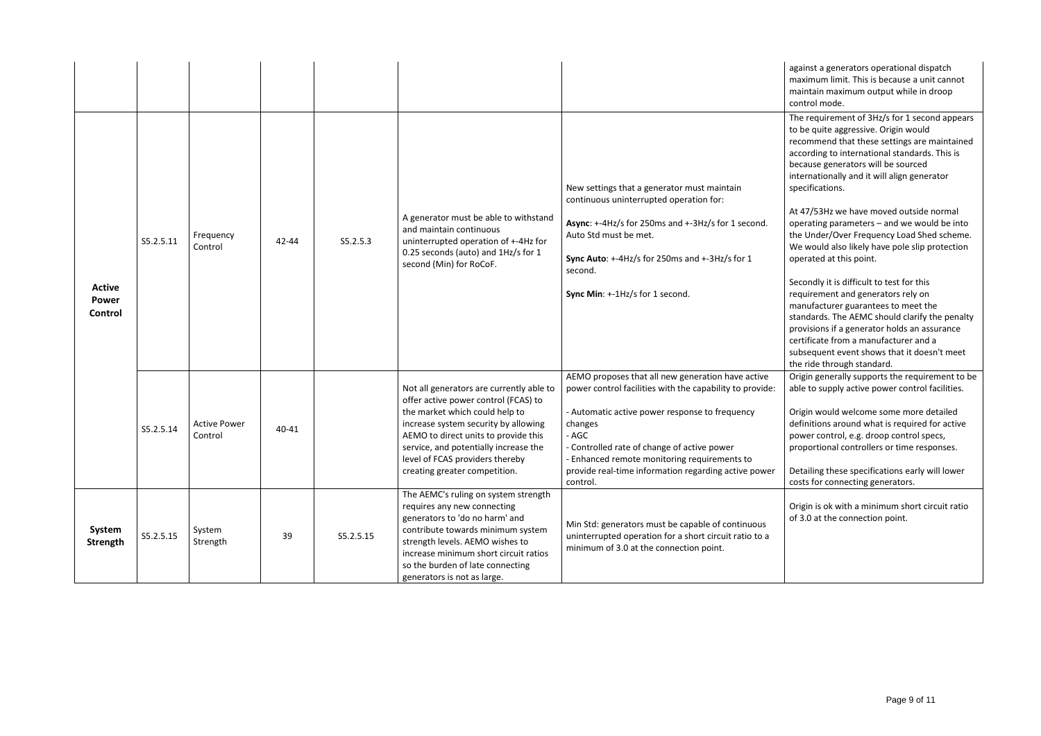| | | | | | | | |
|---|---|---|---|---|---|---|---|
| | | | | | | | against a generators operational dispatch maximum limit. This is because a unit cannot maintain maximum output while in droop control mode. |
| **Active Power Control** | S5.2.5.11 | Frequency Control | 42-44 | S5.2.5.3 | A generator must be able to withstand and maintain continuous uninterrupted operation of +-4Hz for 0.25 seconds (auto) and 1Hz/s for 1 second (Min) for RoCoF. | New settings that a generator must maintain continuous uninterrupted operation for:<br><br>**Async**: +-4Hz/s for 250ms and +-3Hz/s for 1 second. Auto Std must be met.<br><br>**Sync Auto**: +-4Hz/s for 250ms and +-3Hz/s for 1 second.<br><br>**Sync Min**: +-1Hz/s for 1 second. | The requirement of 3Hz/s for 1 second appears to be quite aggressive. Origin would recommend that these settings are maintained according to international standards. This is because generators will be sourced internationally and it will align generator specifications.<br><br>At 47/53Hz we have moved outside normal operating parameters – and we would be into the Under/Over Frequency Load Shed scheme. We would also likely have pole slip protection operated at this point.<br><br>Secondly it is difficult to test for this requirement and generators rely on manufacturer guarantees to meet the standards. The AEMC should clarify the penalty provisions if a generator holds an assurance certificate from a manufacturer and a subsequent event shows that it doesn't meet the ride through standard. |
| | S5.2.5.14 | Active Power Control | 40-41 | | Not all generators are currently able to offer active power control (FCAS) to the market which could help to increase system security by allowing AEMO to direct units to provide this service, and potentially increase the level of FCAS providers thereby creating greater competition. | AEMO proposes that all new generation have active power control facilities with the capability to provide:<br><br>- Automatic active power response to frequency changes<br>- AGC<br>- Controlled rate of change of active power<br>- Enhanced remote monitoring requirements to provide real-time information regarding active power control. | Origin generally supports the requirement to be able to supply active power control facilities.<br><br>Origin would welcome some more detailed definitions around what is required for active power control, e.g. droop control specs, proportional controllers or time responses.<br><br>Detailing these specifications early will lower costs for connecting generators. |
| **System Strength** | S5.2.5.15 | System Strength | 39 | S5.2.5.15 | The AEMC's ruling on system strength requires any new connecting generators to 'do no harm' and contribute towards minimum system strength levels. AEMO wishes to increase minimum short circuit ratios so the burden of late connecting generators is not as large. | Min Std: generators must be capable of continuous uninterrupted operation for a short circuit ratio to a minimum of 3.0 at the connection point. | Origin is ok with a minimum short circuit ratio of 3.0 at the connection point. |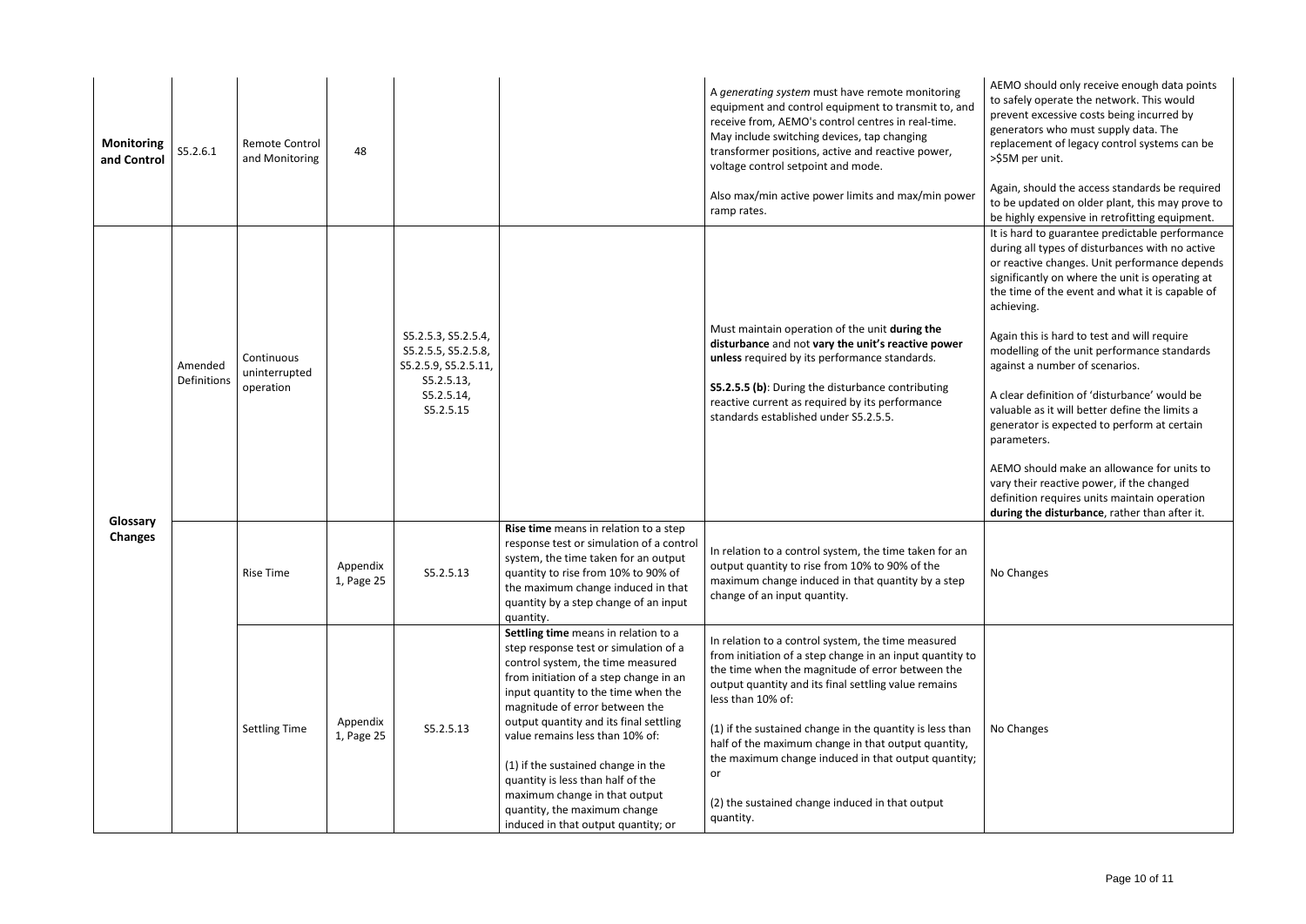| | | | | | | | |
|---|---|---|---|---|---|---|---|
| **Monitoring and Control** | S5.2.6.1 | Remote Control and Monitoring | 48 | | | A *generating system* must have remote monitoring equipment and control equipment to transmit to, and receive from, AEMO's control centres in real-time. May include switching devices, tap changing transformer positions, active and reactive power, voltage control setpoint and mode.<br><br>Also max/min active power limits and max/min power ramp rates. | AEMO should only receive enough data points to safely operate the network. This would prevent excessive costs being incurred by generators who must supply data. The replacement of legacy control systems can be >$5M per unit.<br><br>Again, should the access standards be required to be updated on older plant, this may prove to be highly expensive in retrofitting equipment. |
| **Glossary Changes** | Amended Definitions | Continuous uninterrupted operation | | S5.2.5.3, S5.2.5.4, S5.2.5.5, S5.2.5.8, S5.2.5.9, S5.2.5.11, S5.2.5.13, S5.2.5.14, S5.2.5.15 | | Must maintain operation of the unit **during the disturbance** and not **vary the unit's reactive power unless** required by its performance standards.<br><br>**S5.2.5.5 (b)**: During the disturbance contributing reactive current as required by its performance standards established under S5.2.5.5. | It is hard to guarantee predictable performance during all types of disturbances with no active or reactive changes. Unit performance depends significantly on where the unit is operating at the time of the event and what it is capable of achieving.<br><br>Again this is hard to test and will require modelling of the unit performance standards against a number of scenarios.<br><br>A clear definition of 'disturbance' would be valuable as it will better define the limits a generator is expected to perform at certain parameters.<br><br>AEMO should make an allowance for units to vary their reactive power, if the changed definition requires units maintain operation **during the disturbance**, rather than after it. |
| | | Rise Time | Appendix 1, Page 25 | S5.2.5.13 | **Rise time** means in relation to a step response test or simulation of a control system, the time taken for an output quantity to rise from 10% to 90% of the maximum change induced in that quantity by a step change of an input quantity. | In relation to a control system, the time taken for an output quantity to rise from 10% to 90% of the maximum change induced in that quantity by a step change of an input quantity. | No Changes |
| | | Settling Time | Appendix 1, Page 25 | S5.2.5.13 | **Settling time** means in relation to a step response test or simulation of a control system, the time measured from initiation of a step change in an input quantity to the time when the magnitude of error between the output quantity and its final settling value remains less than 10% of:<br><br>(1) if the sustained change in the quantity is less than half of the maximum change in that output quantity, the maximum change induced in that output quantity; or | In relation to a control system, the time measured from initiation of a step change in an input quantity to the time when the magnitude of error between the output quantity and its final settling value remains less than 10% of:<br><br>(1) if the sustained change in the quantity is less than half of the maximum change in that output quantity, the maximum change induced in that output quantity; or<br><br>(2) the sustained change induced in that output quantity. | No Changes |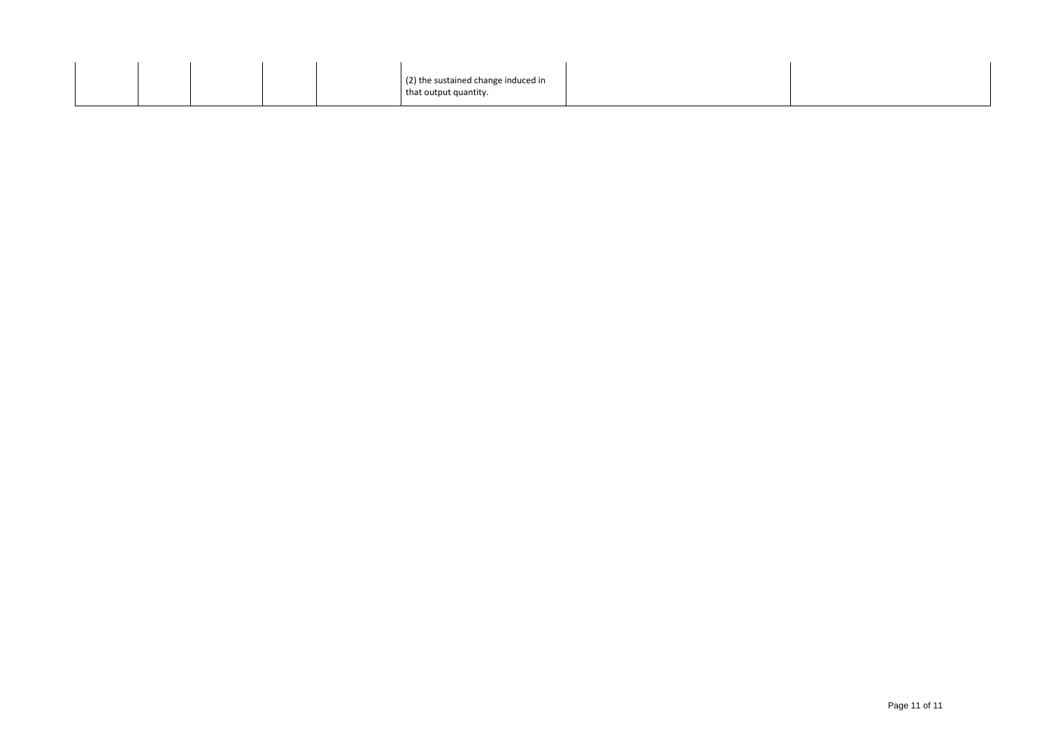| | | | | | | | |
|---|---|---|---|---|---|---|---|
| | | | | | (2) the sustained change induced in that output quantity. | | |